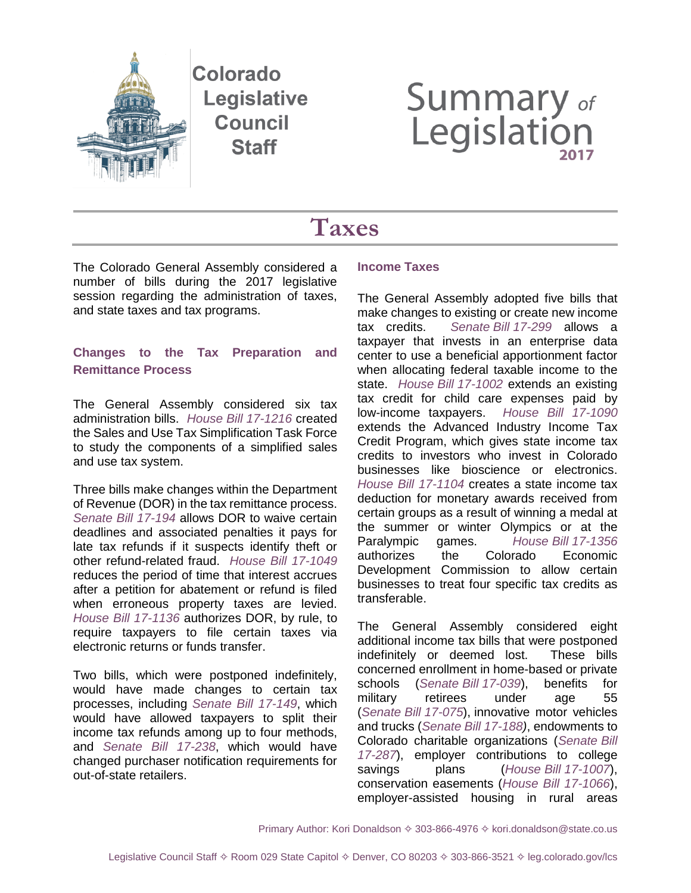Colorado Legislative Council Staff

# Summary *of* Legislation 2017

# Taxes

The Colorado General Assembly considered a number of bills during the 2017 legislative session regarding the administration of taxes, and state taxes and tax programs.

## Changes to the Tax Preparation and Remittance Process

The General Assembly considered six tax administration bills. *House Bill 17-1216* created the Sales and Use Tax Simplification Task Force to study the components of a simplified sales and use tax system.

Three bills make changes within the Department of Revenue (DOR) in the tax remittance process. *Senate Bill 17-194* allows DOR to waive certain deadlines and associated penalties it pays for late tax refunds if it suspects identify theft or other refund-related fraud. *House Bill 17-1049* reduces the period of time that interest accrues after a petition for abatement or refund is filed when erroneous property taxes are levied. *House Bill 17-1136* authorizes DOR, by rule, to require taxpayers to file certain taxes via electronic returns or funds transfer.

Two bills, which were postponed indefinitely, would have made changes to certain tax processes, including *Senate Bill 17-149*, which would have allowed taxpayers to split their income tax refunds among up to four methods, and *Senate Bill 17-238*, which would have changed purchaser notification requirements for out-of-state retailers.

## Income Taxes

The General Assembly adopted five bills that make changes to existing or create new income tax credits. *Senate Bill 17-299* allows a taxpayer that invests in an enterprise data center to use a beneficial apportionment factor when allocating federal taxable income to the state. *House Bill 17-1002* extends an existing tax credit for child care expenses paid by low-income taxpayers. *House Bill 17-1090* extends the Advanced Industry Income Tax Credit Program, which gives state income tax credits to investors who invest in Colorado businesses like bioscience or electronics. *House Bill 17-1104* creates a state income tax deduction for monetary awards received from certain groups as a result of winning a medal at the summer or winter Olympics or at the Paralympic games. *House Bill 17-1356* authorizes the Colorado Economic Development Commission to allow certain businesses to treat four specific tax credits as transferable.

The General Assembly considered eight additional income tax bills that were postponed indefinitely or deemed lost. These bills concerned enrollment in home-based or private schools (*Senate Bill 17-039*), benefits for military retirees under age 55 (*Senate Bill 17-075*), innovative motor vehicles and trucks (*Senate Bill 17-188)*, endowments to Colorado charitable organizations (*Senate Bill 17-287*), employer contributions to college savings plans (*House Bill 17-1007*), conservation easements (*House Bill 17-1066*), employer-assisted housing in rural areas

Primary Author: Kori Donaldson ✧ 303-866-4976 ✧ kori.donaldson@state.co.us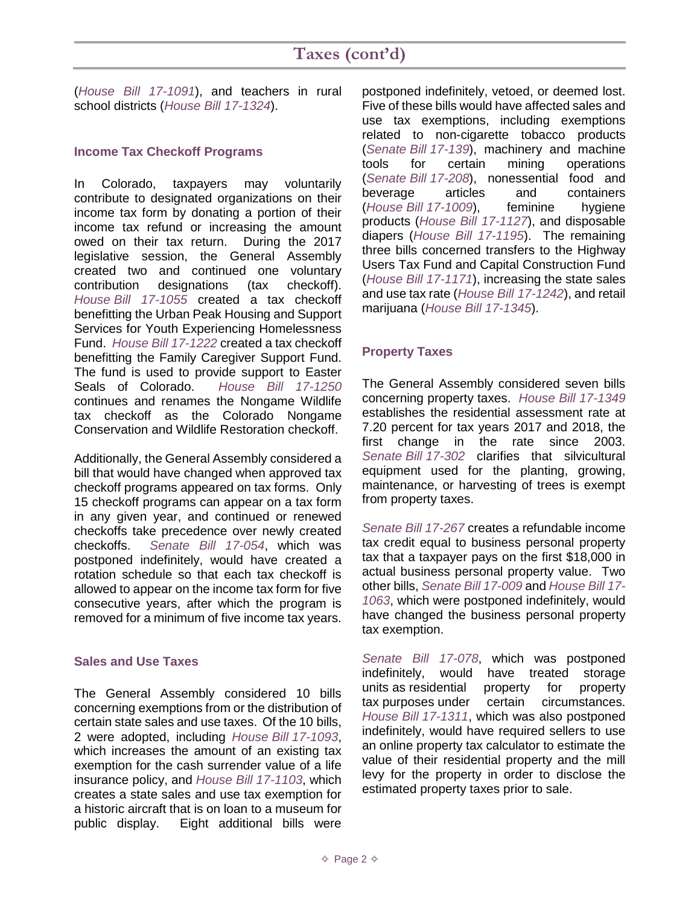(*House Bill 17-1091*), and teachers in rural school districts (*House Bill 17-1324*).

### Income Tax Checkoff Programs

In Colorado, taxpayers may voluntarily contribute to designated organizations on their income tax form by donating a portion of their income tax refund or increasing the amount owed on their tax return. During the 2017 legislative session, the General Assembly created two and continued one voluntary contribution designations (tax checkoff). *House Bill 17-1055* created a tax checkoff benefitting the Urban Peak Housing and Support Services for Youth Experiencing Homelessness Fund. *House Bill 17-1222* created a tax checkoff benefitting the Family Caregiver Support Fund. The fund is used to provide support to Easter Seals of Colorado. *House Bill 17-1250* continues and renames the Nongame Wildlife tax checkoff as the Colorado Nongame Conservation and Wildlife Restoration checkoff.

Additionally, the General Assembly considered a bill that would have changed when approved tax checkoff programs appeared on tax forms. Only 15 checkoff programs can appear on a tax form in any given year, and continued or renewed checkoffs take precedence over newly created checkoffs. *Senate Bill 17-054*, which was postponed indefinitely, would have created a rotation schedule so that each tax checkoff is allowed to appear on the income tax form for five consecutive years, after which the program is removed for a minimum of five income tax years.

### Sales and Use Taxes

The General Assembly considered 10 bills concerning exemptions from or the distribution of certain state sales and use taxes. Of the 10 bills, 2 were adopted, including *House Bill 17-1093*, which increases the amount of an existing tax exemption for the cash surrender value of a life insurance policy, and *House Bill 17-1103*, which creates a state sales and use tax exemption for a historic aircraft that is on loan to a museum for public display. Eight additional bills were postponed indefinitely, vetoed, or deemed lost. Five of these bills would have affected sales and use tax exemptions, including exemptions related to non-cigarette tobacco products (*Senate Bill 17-139*), machinery and machine tools for certain mining operations (*Senate Bill 17-208*), nonessential food and beverage articles and containers (*House Bill 17-1009*), feminine hygiene products (*House Bill 17-1127*), and disposable diapers (*House Bill 17-1195*). The remaining three bills concerned transfers to the Highway Users Tax Fund and Capital Construction Fund (*House Bill 17-1171*), increasing the state sales and use tax rate (*House Bill 17-1242*), and retail marijuana (*House Bill 17-1345*).

### Property Taxes

The General Assembly considered seven bills concerning property taxes. *House Bill 17-1349* establishes the residential assessment rate at 7.20 percent for tax years 2017 and 2018, the first change in the rate since 2003. *Senate Bill 17-302* clarifies that silvicultural equipment used for the planting, growing, maintenance, or harvesting of trees is exempt from property taxes.

*Senate Bill 17-267* creates a refundable income tax credit equal to business personal property tax that a taxpayer pays on the first $18,000 in actual business personal property value. Two other bills, *Senate Bill 17-009* and *House Bill 17-1063*, which were postponed indefinitely, would have changed the business personal property tax exemption.

*Senate Bill 17-078*, which was postponed indefinitely, would have treated storage units as residential property for property tax purposes under certain circumstances. *House Bill 17-1311*, which was also postponed indefinitely, would have required sellers to use an online property tax calculator to estimate the value of their residential property and the mill levy for the property in order to disclose the estimated property taxes prior to sale.